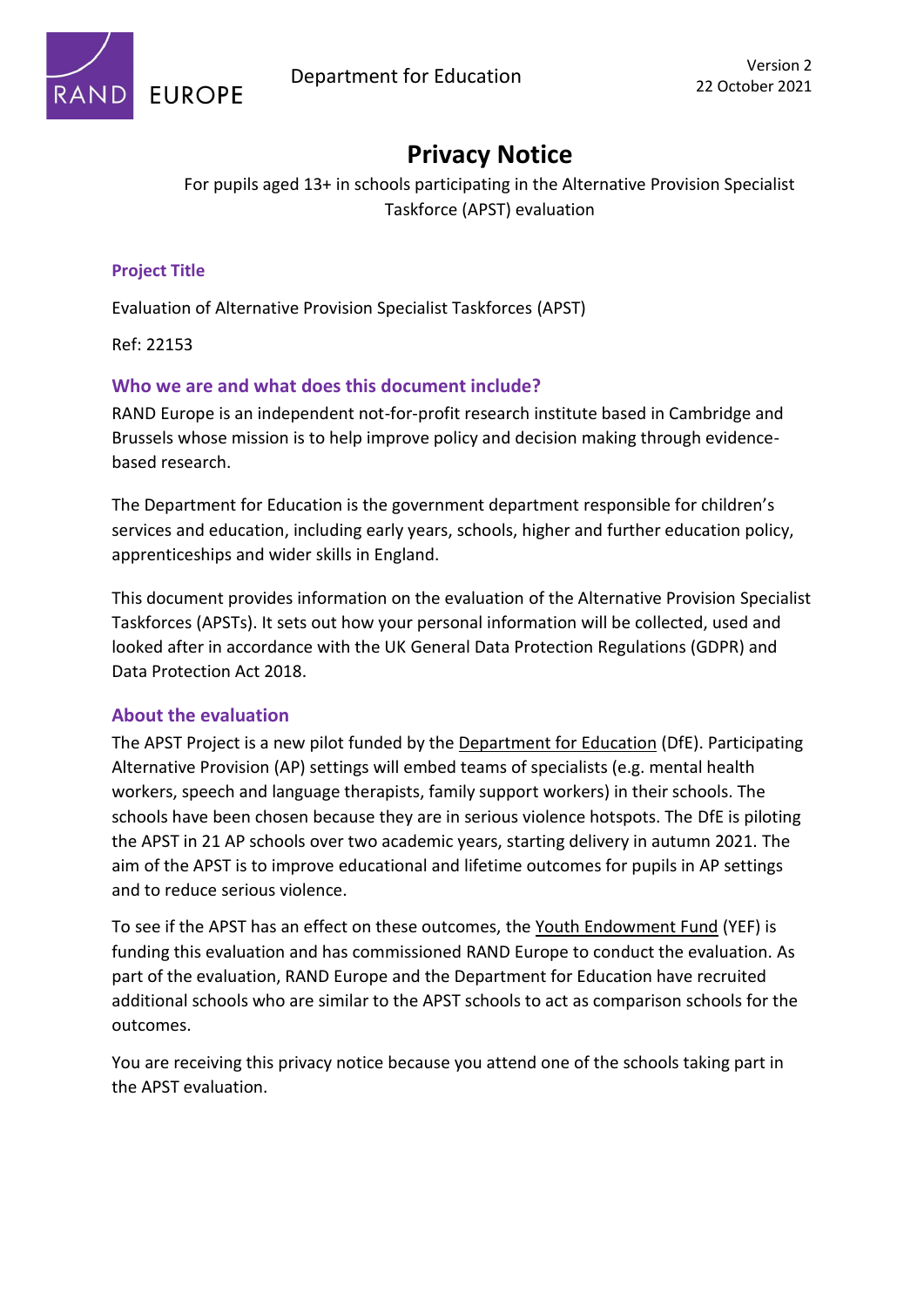RAND EUROPE

Department for Education

Version 2
22 October 2021

# Privacy Notice

For pupils aged 13+ in schools participating in the Alternative Provision Specialist Taskforce (APST) evaluation

### Project Title

Evaluation of Alternative Provision Specialist Taskforces (APST)

Ref: 22153

## Who we are and what does this document include?

RAND Europe is an independent not-for-profit research institute based in Cambridge and Brussels whose mission is to help improve policy and decision making through evidence-based research.

The Department for Education is the government department responsible for children's services and education, including early years, schools, higher and further education policy, apprenticeships and wider skills in England.

This document provides information on the evaluation of the Alternative Provision Specialist Taskforces (APSTs). It sets out how your personal information will be collected, used and looked after in accordance with the UK General Data Protection Regulations (GDPR) and Data Protection Act 2018.

## About the evaluation

The APST Project is a new pilot funded by the Department for Education (DfE). Participating Alternative Provision (AP) settings will embed teams of specialists (e.g. mental health workers, speech and language therapists, family support workers) in their schools. The schools have been chosen because they are in serious violence hotspots. The DfE is piloting the APST in 21 AP schools over two academic years, starting delivery in autumn 2021. The aim of the APST is to improve educational and lifetime outcomes for pupils in AP settings and to reduce serious violence.

To see if the APST has an effect on these outcomes, the Youth Endowment Fund (YEF) is funding this evaluation and has commissioned RAND Europe to conduct the evaluation. As part of the evaluation, RAND Europe and the Department for Education have recruited additional schools who are similar to the APST schools to act as comparison schools for the outcomes.

You are receiving this privacy notice because you attend one of the schools taking part in the APST evaluation.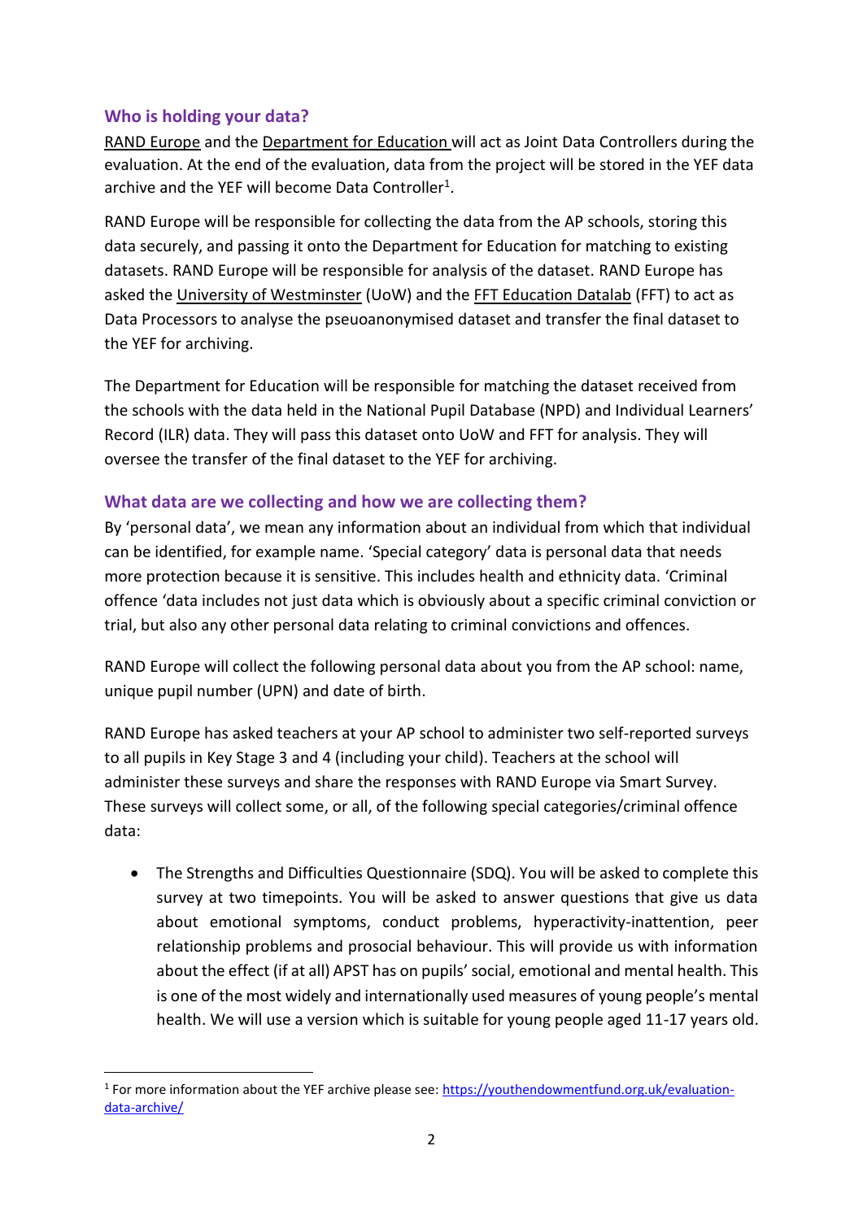## Who is holding your data?

RAND Europe and the Department for Education will act as Joint Data Controllers during the evaluation. At the end of the evaluation, data from the project will be stored in the YEF data archive and the YEF will become Data Controller[1].

RAND Europe will be responsible for collecting the data from the AP schools, storing this data securely, and passing it onto the Department for Education for matching to existing datasets. RAND Europe will be responsible for analysis of the dataset. RAND Europe has asked the University of Westminster (UoW) and the FFT Education Datalab (FFT) to act as Data Processors to analyse the pseuoanonymised dataset and transfer the final dataset to the YEF for archiving.

The Department for Education will be responsible for matching the dataset received from the schools with the data held in the National Pupil Database (NPD) and Individual Learners' Record (ILR) data. They will pass this dataset onto UoW and FFT for analysis. They will oversee the transfer of the final dataset to the YEF for archiving.

## What data are we collecting and how we are collecting them?

By 'personal data', we mean any information about an individual from which that individual can be identified, for example name. 'Special category' data is personal data that needs more protection because it is sensitive. This includes health and ethnicity data. 'Criminal offence 'data includes not just data which is obviously about a specific criminal conviction or trial, but also any other personal data relating to criminal convictions and offences.

RAND Europe will collect the following personal data about you from the AP school: name, unique pupil number (UPN) and date of birth.

RAND Europe has asked teachers at your AP school to administer two self-reported surveys to all pupils in Key Stage 3 and 4 (including your child). Teachers at the school will administer these surveys and share the responses with RAND Europe via Smart Survey. These surveys will collect some, or all, of the following special categories/criminal offence data:

- The Strengths and Difficulties Questionnaire (SDQ). You will be asked to complete this survey at two timepoints. You will be asked to answer questions that give us data about emotional symptoms, conduct problems, hyperactivity-inattention, peer relationship problems and prosocial behaviour. This will provide us with information about the effect (if at all) APST has on pupils' social, emotional and mental health. This is one of the most widely and internationally used measures of young people's mental health. We will use a version which is suitable for young people aged 11-17 years old.

[1] For more information about the YEF archive please see: https://youthendowmentfund.org.uk/evaluation-data-archive/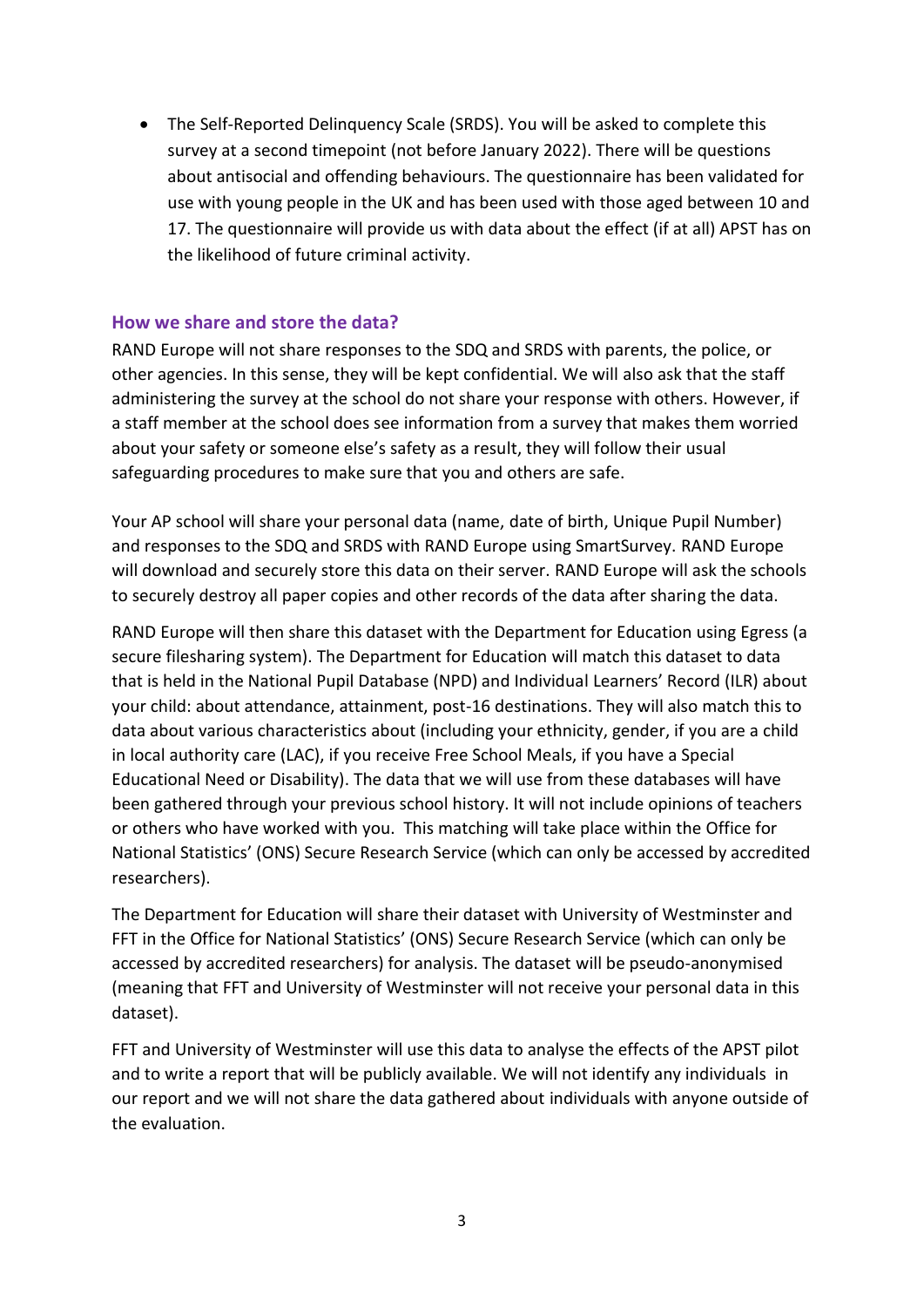- The Self-Reported Delinquency Scale (SRDS). You will be asked to complete this survey at a second timepoint (not before January 2022). There will be questions about antisocial and offending behaviours. The questionnaire has been validated for use with young people in the UK and has been used with those aged between 10 and 17. The questionnaire will provide us with data about the effect (if at all) APST has on the likelihood of future criminal activity.

### How we share and store the data?

RAND Europe will not share responses to the SDQ and SRDS with parents, the police, or other agencies. In this sense, they will be kept confidential. We will also ask that the staff administering the survey at the school do not share your response with others. However, if a staff member at the school does see information from a survey that makes them worried about your safety or someone else's safety as a result, they will follow their usual safeguarding procedures to make sure that you and others are safe.

Your AP school will share your personal data (name, date of birth, Unique Pupil Number) and responses to the SDQ and SRDS with RAND Europe using SmartSurvey. RAND Europe will download and securely store this data on their server. RAND Europe will ask the schools to securely destroy all paper copies and other records of the data after sharing the data.

RAND Europe will then share this dataset with the Department for Education using Egress (a secure filesharing system). The Department for Education will match this dataset to data that is held in the National Pupil Database (NPD) and Individual Learners' Record (ILR) about your child: about attendance, attainment, post-16 destinations. They will also match this to data about various characteristics about (including your ethnicity, gender, if you are a child in local authority care (LAC), if you receive Free School Meals, if you have a Special Educational Need or Disability). The data that we will use from these databases will have been gathered through your previous school history. It will not include opinions of teachers or others who have worked with you. This matching will take place within the Office for National Statistics' (ONS) Secure Research Service (which can only be accessed by accredited researchers).

The Department for Education will share their dataset with University of Westminster and FFT in the Office for National Statistics' (ONS) Secure Research Service (which can only be accessed by accredited researchers) for analysis. The dataset will be pseudo-anonymised (meaning that FFT and University of Westminster will not receive your personal data in this dataset).

FFT and University of Westminster will use this data to analyse the effects of the APST pilot and to write a report that will be publicly available. We will not identify any individuals in our report and we will not share the data gathered about individuals with anyone outside of the evaluation.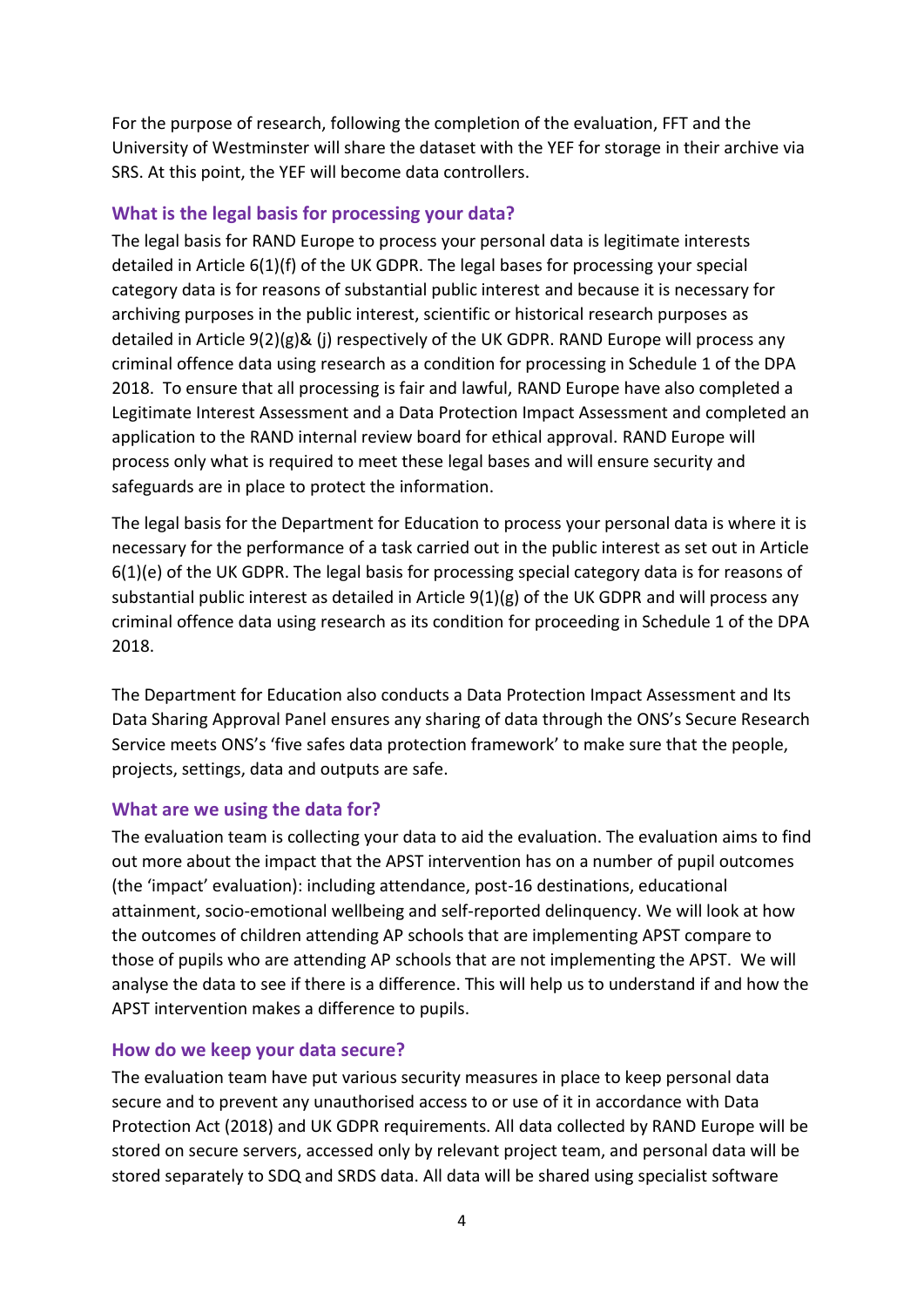For the purpose of research, following the completion of the evaluation, FFT and the University of Westminster will share the dataset with the YEF for storage in their archive via SRS. At this point, the YEF will become data controllers.

## What is the legal basis for processing your data?

The legal basis for RAND Europe to process your personal data is legitimate interests detailed in Article 6(1)(f) of the UK GDPR. The legal bases for processing your special category data is for reasons of substantial public interest and because it is necessary for archiving purposes in the public interest, scientific or historical research purposes as detailed in Article 9(2)(g)& (j) respectively of the UK GDPR. RAND Europe will process any criminal offence data using research as a condition for processing in Schedule 1 of the DPA 2018. To ensure that all processing is fair and lawful, RAND Europe have also completed a Legitimate Interest Assessment and a Data Protection Impact Assessment and completed an application to the RAND internal review board for ethical approval. RAND Europe will process only what is required to meet these legal bases and will ensure security and safeguards are in place to protect the information.

The legal basis for the Department for Education to process your personal data is where it is necessary for the performance of a task carried out in the public interest as set out in Article 6(1)(e) of the UK GDPR. The legal basis for processing special category data is for reasons of substantial public interest as detailed in Article 9(1)(g) of the UK GDPR and will process any criminal offence data using research as its condition for proceeding in Schedule 1 of the DPA 2018.

The Department for Education also conducts a Data Protection Impact Assessment and Its Data Sharing Approval Panel ensures any sharing of data through the ONS's Secure Research Service meets ONS's 'five safes data protection framework' to make sure that the people, projects, settings, data and outputs are safe.

## What are we using the data for?

The evaluation team is collecting your data to aid the evaluation. The evaluation aims to find out more about the impact that the APST intervention has on a number of pupil outcomes (the 'impact' evaluation): including attendance, post-16 destinations, educational attainment, socio-emotional wellbeing and self-reported delinquency. We will look at how the outcomes of children attending AP schools that are implementing APST compare to those of pupils who are attending AP schools that are not implementing the APST. We will analyse the data to see if there is a difference. This will help us to understand if and how the APST intervention makes a difference to pupils.

## How do we keep your data secure?

The evaluation team have put various security measures in place to keep personal data secure and to prevent any unauthorised access to or use of it in accordance with Data Protection Act (2018) and UK GDPR requirements. All data collected by RAND Europe will be stored on secure servers, accessed only by relevant project team, and personal data will be stored separately to SDQ and SRDS data. All data will be shared using specialist software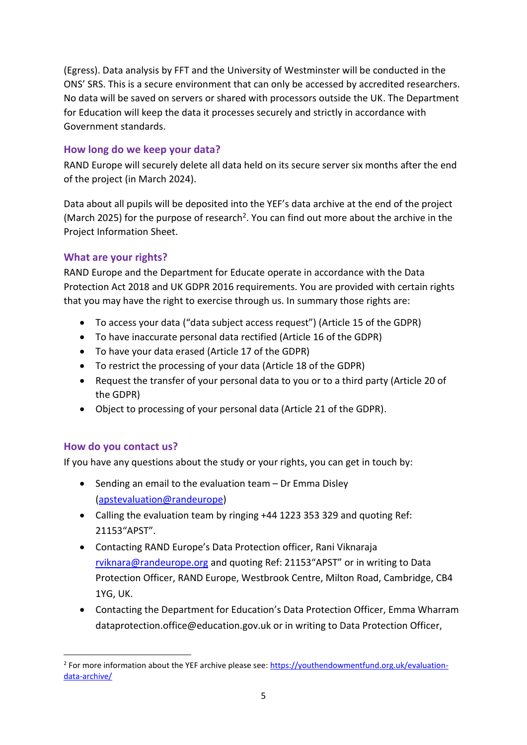(Egress). Data analysis by FFT and the University of Westminster will be conducted in the ONS' SRS. This is a secure environment that can only be accessed by accredited researchers. No data will be saved on servers or shared with processors outside the UK. The Department for Education will keep the data it processes securely and strictly in accordance with Government standards.

### How long do we keep your data?

RAND Europe will securely delete all data held on its secure server six months after the end of the project (in March 2024).

Data about all pupils will be deposited into the YEF's data archive at the end of the project (March 2025) for the purpose of research[2]. You can find out more about the archive in the Project Information Sheet.

### What are your rights?

RAND Europe and the Department for Educate operate in accordance with the Data Protection Act 2018 and UK GDPR 2016 requirements. You are provided with certain rights that you may have the right to exercise through us. In summary those rights are:

- To access your data ("data subject access request") (Article 15 of the GDPR)
- To have inaccurate personal data rectified (Article 16 of the GDPR)
- To have your data erased (Article 17 of the GDPR)
- To restrict the processing of your data (Article 18 of the GDPR)
- Request the transfer of your personal data to you or to a third party (Article 20 of the GDPR)
- Object to processing of your personal data (Article 21 of the GDPR).

### How do you contact us?

If you have any questions about the study or your rights, you can get in touch by:

- Sending an email to the evaluation team – Dr Emma Disley (apstevaluation@randeurope)
- Calling the evaluation team by ringing +44 1223 353 329 and quoting Ref: 21153"APST".
- Contacting RAND Europe's Data Protection officer, Rani Viknaraja rviknara@randeurope.org and quoting Ref: 21153"APST" or in writing to Data Protection Officer, RAND Europe, Westbrook Centre, Milton Road, Cambridge, CB4 1YG, UK.
- Contacting the Department for Education's Data Protection Officer, Emma Wharram dataprotection.office@education.gov.uk or in writing to Data Protection Officer,

[2] For more information about the YEF archive please see: https://youthendowmentfund.org.uk/evaluation-data-archive/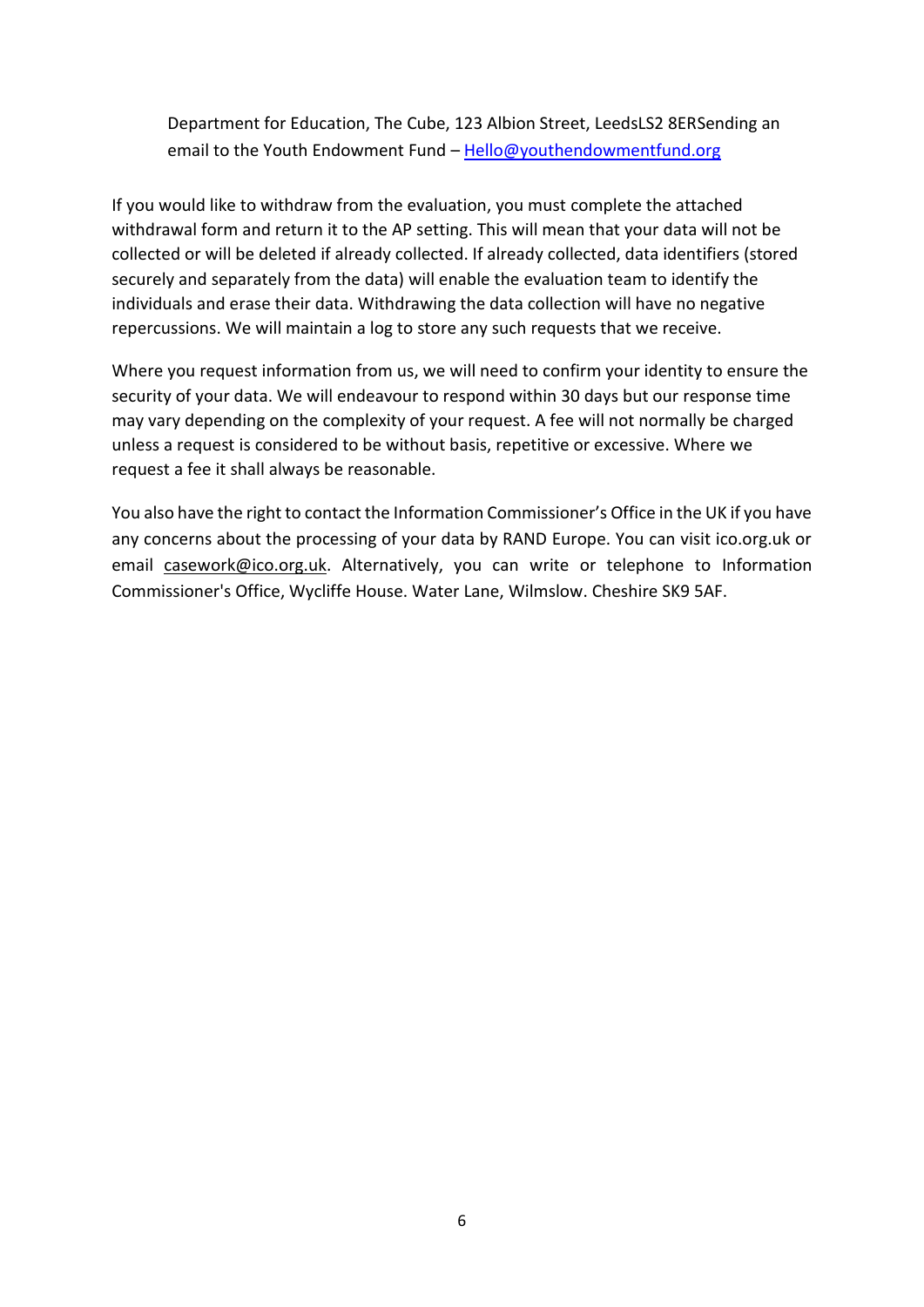Department for Education, The Cube, 123 Albion Street, LeedsLS2 8ERSending an email to the Youth Endowment Fund – Hello@youthendowmentfund.org

If you would like to withdraw from the evaluation, you must complete the attached withdrawal form and return it to the AP setting. This will mean that your data will not be collected or will be deleted if already collected. If already collected, data identifiers (stored securely and separately from the data) will enable the evaluation team to identify the individuals and erase their data. Withdrawing the data collection will have no negative repercussions. We will maintain a log to store any such requests that we receive.

Where you request information from us, we will need to confirm your identity to ensure the security of your data. We will endeavour to respond within 30 days but our response time may vary depending on the complexity of your request. A fee will not normally be charged unless a request is considered to be without basis, repetitive or excessive. Where we request a fee it shall always be reasonable.

You also have the right to contact the Information Commissioner's Office in the UK if you have any concerns about the processing of your data by RAND Europe. You can visit ico.org.uk or email casework@ico.org.uk. Alternatively, you can write or telephone to Information Commissioner's Office, Wycliffe House. Water Lane, Wilmslow. Cheshire SK9 5AF.